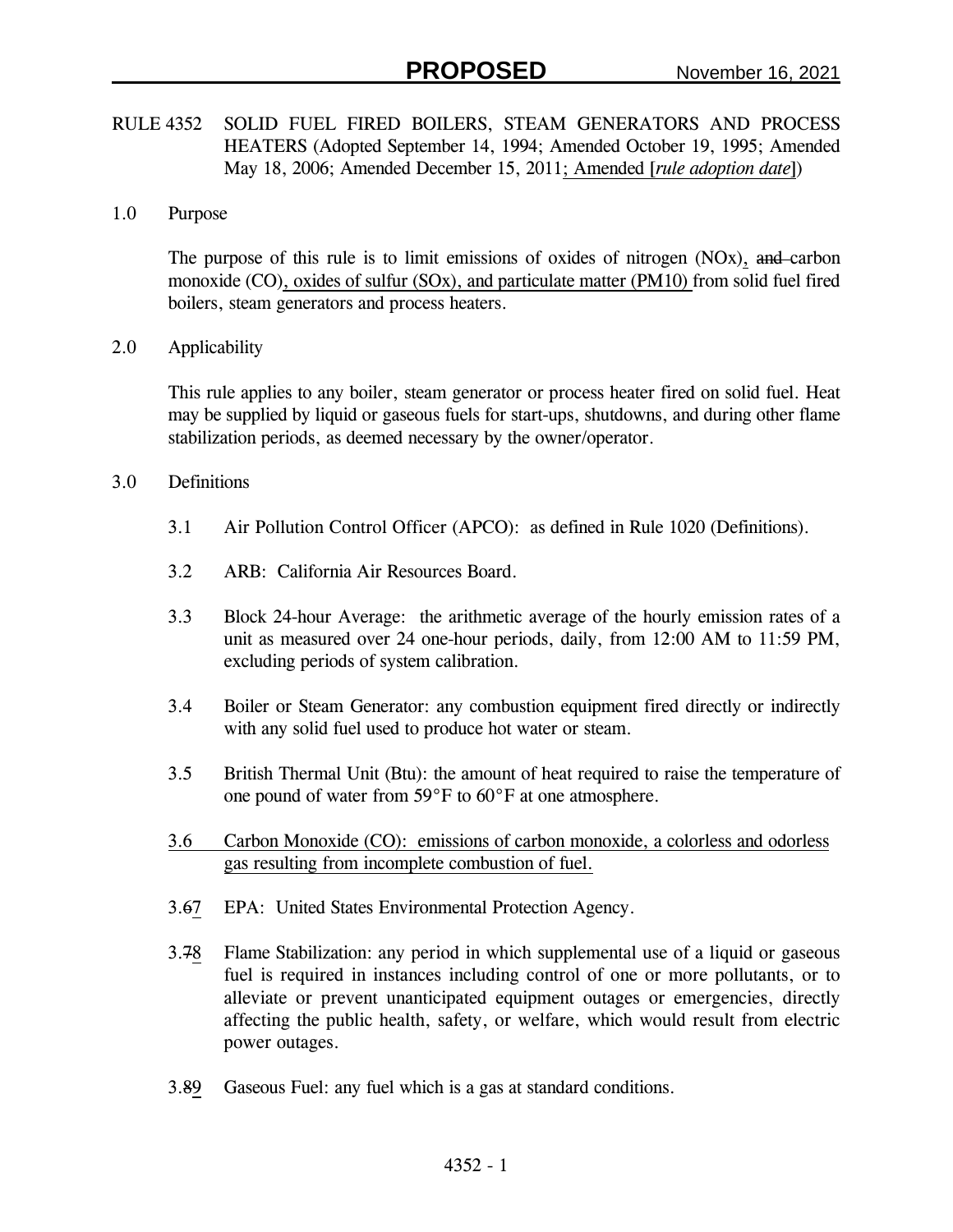RULE 4352 SOLID FUEL FIRED BOILERS, STEAM GENERATORS AND PROCESS HEATERS (Adopted September 14, 1994; Amended October 19, 1995; Amended May 18, 2006; Amended December 15, 2011<u>; Amended [*rule adoption date*]</u>)

## 1.0 Purpose

The purpose of this rule is to limit emissions of oxides of nitrogen (NOx)<u>,</u> ~~and~~ carbon monoxide (CO)<u>, oxides of sulfur (SOx), and particulate matter (PM10)</u> from solid fuel fired boilers, steam generators and process heaters.

## 2.0 Applicability

This rule applies to any boiler, steam generator or process heater fired on solid fuel. Heat may be supplied by liquid or gaseous fuels for start-ups, shutdowns, and during other flame stabilization periods, as deemed necessary by the owner/operator.

## 3.0 Definitions

3.1 Air Pollution Control Officer (APCO): as defined in Rule 1020 (Definitions).

3.2 ARB: California Air Resources Board.

3.3 Block 24-hour Average: the arithmetic average of the hourly emission rates of a unit as measured over 24 one-hour periods, daily, from 12:00 AM to 11:59 PM, excluding periods of system calibration.

3.4 Boiler or Steam Generator: any combustion equipment fired directly or indirectly with any solid fuel used to produce hot water or steam.

3.5 British Thermal Unit (Btu): the amount of heat required to raise the temperature of one pound of water from 59°F to 60°F at one atmosphere.

<u>3.6 Carbon Monoxide (CO): emissions of carbon monoxide, a colorless and odorless gas resulting from incomplete combustion of fuel.</u>

3.~~6~~<u>7</u> EPA: United States Environmental Protection Agency.

3.~~7~~<u>8</u> Flame Stabilization: any period in which supplemental use of a liquid or gaseous fuel is required in instances including control of one or more pollutants, or to alleviate or prevent unanticipated equipment outages or emergencies, directly affecting the public health, safety, or welfare, which would result from electric power outages.

3.~~8~~<u>9</u> Gaseous Fuel: any fuel which is a gas at standard conditions.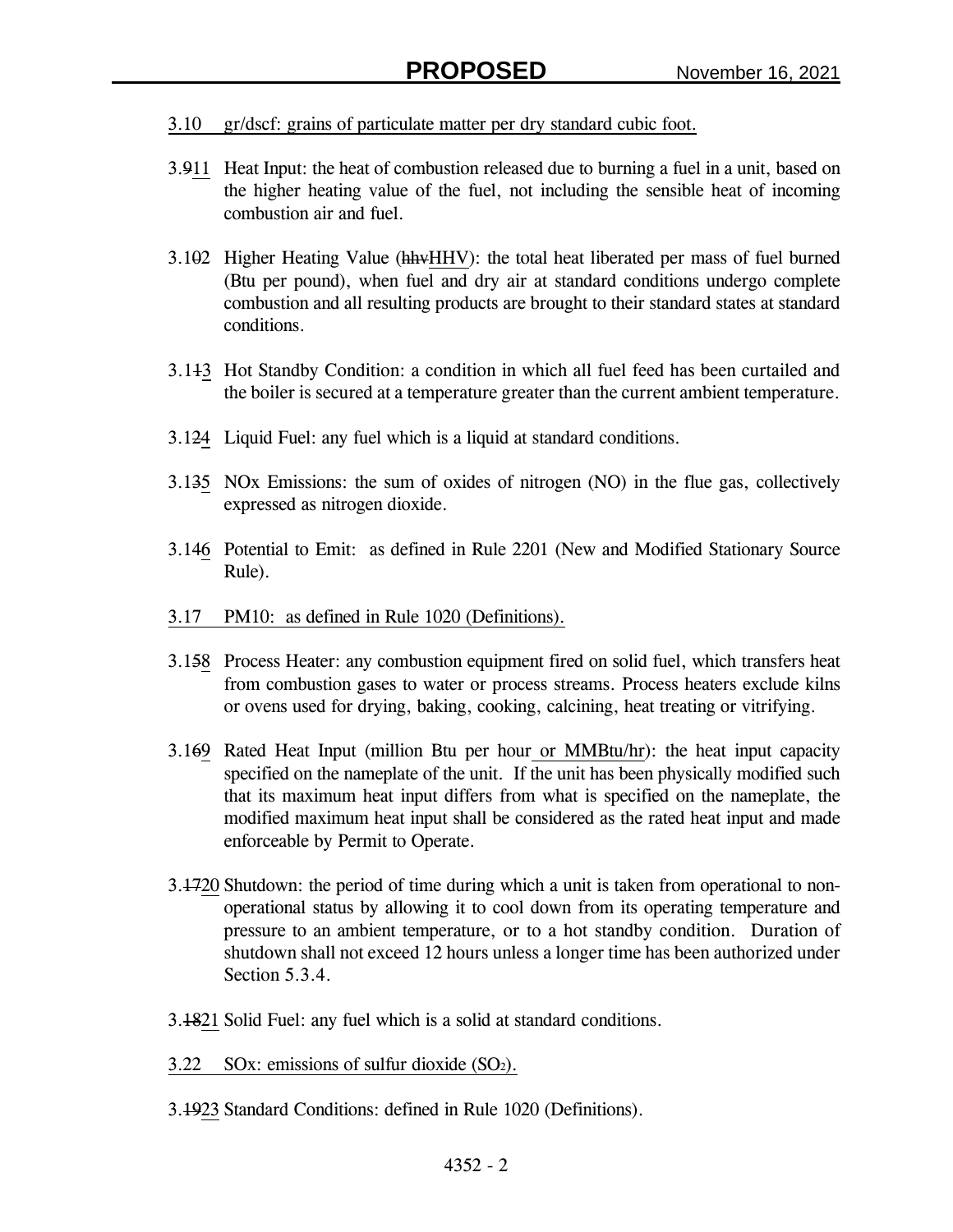3.10 gr/dscf: grains of particulate matter per dry standard cubic foot.

3.~~9~~11 Heat Input: the heat of combustion released due to burning a fuel in a unit, based on the higher heating value of the fuel, not including the sensible heat of incoming combustion air and fuel.

3.1~~0~~2 Higher Heating Value (~~hhv~~HHV): the total heat liberated per mass of fuel burned (Btu per pound), when fuel and dry air at standard conditions undergo complete combustion and all resulting products are brought to their standard states at standard conditions.

3.1~~1~~3 Hot Standby Condition: a condition in which all fuel feed has been curtailed and the boiler is secured at a temperature greater than the current ambient temperature.

3.1~~2~~4 Liquid Fuel: any fuel which is a liquid at standard conditions.

3.1~~3~~5 NOx Emissions: the sum of oxides of nitrogen (NO) in the flue gas, collectively expressed as nitrogen dioxide.

3.1~~4~~6 Potential to Emit: as defined in Rule 2201 (New and Modified Stationary Source Rule).

3.17 PM10: as defined in Rule 1020 (Definitions).

3.1~~5~~8 Process Heater: any combustion equipment fired on solid fuel, which transfers heat from combustion gases to water or process streams. Process heaters exclude kilns or ovens used for drying, baking, cooking, calcining, heat treating or vitrifying.

3.1~~6~~9 Rated Heat Input (million Btu per hour or MMBtu/hr): the heat input capacity specified on the nameplate of the unit. If the unit has been physically modified such that its maximum heat input differs from what is specified on the nameplate, the modified maximum heat input shall be considered as the rated heat input and made enforceable by Permit to Operate.

3.~~17~~20 Shutdown: the period of time during which a unit is taken from operational to non-operational status by allowing it to cool down from its operating temperature and pressure to an ambient temperature, or to a hot standby condition. Duration of shutdown shall not exceed 12 hours unless a longer time has been authorized under Section 5.3.4.

3.~~18~~21 Solid Fuel: any fuel which is a solid at standard conditions.

3.22 SOx: emissions of sulfur dioxide ($SO_2$).

3.~~19~~23 Standard Conditions: defined in Rule 1020 (Definitions).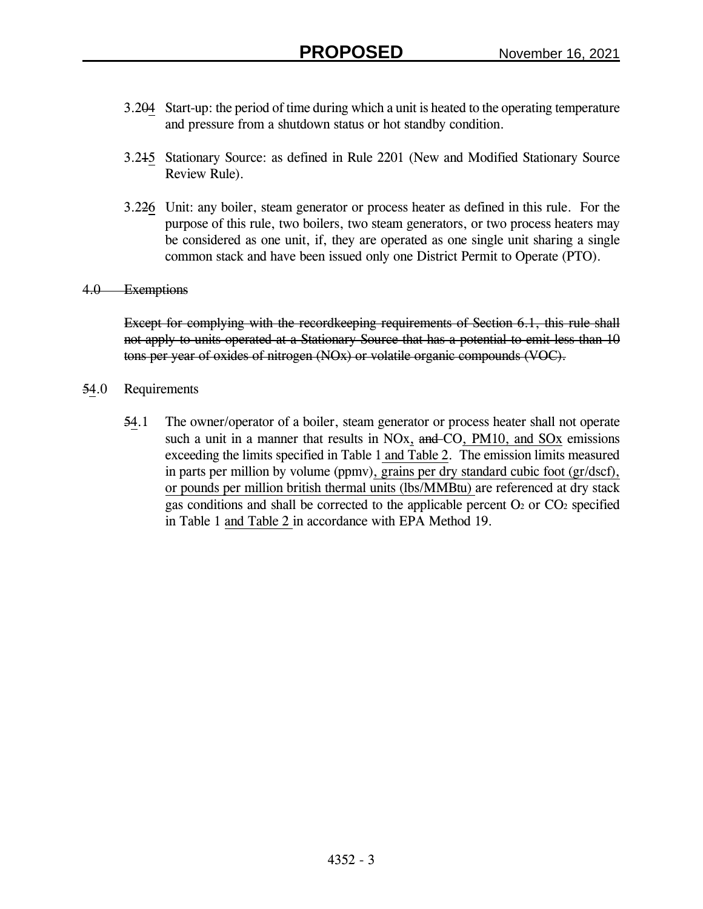3.204 Start-up: the period of time during which a unit is heated to the operating temperature and pressure from a shutdown status or hot standby condition.

3.215 Stationary Source: as defined in Rule 2201 (New and Modified Stationary Source Review Rule).

3.226 Unit: any boiler, steam generator or process heater as defined in this rule. For the purpose of this rule, two boilers, two steam generators, or two process heaters may be considered as one unit, if, they are operated as one single unit sharing a single common stack and have been issued only one District Permit to Operate (PTO).

~~4.0 Exemptions~~

~~Except for complying with the recordkeeping requirements of Section 6.1, this rule shall not apply to units operated at a Stationary Source that has a potential to emit less than 10 tons per year of oxides of nitrogen (NOx) or volatile organic compounds (VOC).~~

54.0 Requirements

54.1 The owner/operator of a boiler, steam generator or process heater shall not operate such a unit in a manner that results in NOx, ~~and~~ CO, PM10, and SOx emissions exceeding the limits specified in Table 1 and Table 2. The emission limits measured in parts per million by volume (ppmv), grains per dry standard cubic foot (gr/dscf), or pounds per million british thermal units (lbs/MMBtu) are referenced at dry stack gas conditions and shall be corrected to the applicable percent $O_2$ or $CO_2$ specified in Table 1 and Table 2 in accordance with EPA Method 19.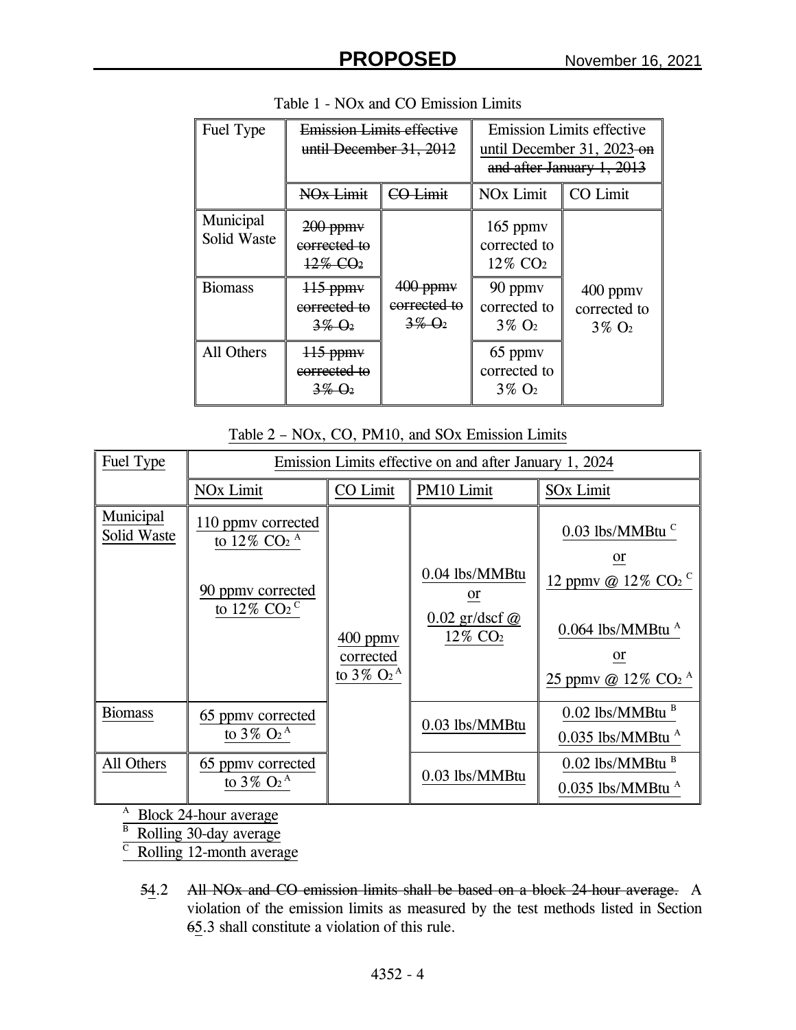Table 1 - NOx and CO Emission Limits

| Fuel Type | ~~Emission Limits effective until December 31, 2012~~ | | Emission Limits effective until December 31, 2023 ~~on and after January 1, 2013~~ | |
|---|---|---|---|---|
| | ~~NOx Limit~~ | ~~CO Limit~~ | NOx Limit | CO Limit |
| Municipal Solid Waste | ~~200 ppmv corrected to 12% $CO_2$~~ | ~~400 ppmv corrected to 3% $O_2$~~ | 165 ppmv corrected to 12% $CO_2$ | 400 ppmv corrected to 3% $O_2$ |
| Biomass | ~~115 ppmv corrected to 3% $O_2$~~ | | 90 ppmv corrected to 3% $O_2$ | |
| All Others | ~~115 ppmv corrected to 3% $O_2$~~ | | 65 ppmv corrected to 3% $O_2$ | |

Table 2 – NOx, CO, PM10, and SOx Emission Limits

| Fuel Type | Emission Limits effective on and after January 1, 2024 | | | |
|---|---|---|---|---|
| | NOx Limit | CO Limit | PM10 Limit | SOx Limit |
| Municipal Solid Waste | 110 ppmv corrected to 12% $CO_2$ [A]<br><br>90 ppmv corrected to 12% $CO_2$ [C] | 400 ppmv corrected to 3% $O_2$ [A] | 0.04 lbs/MMBtu<br>or<br>0.02 gr/dscf @ 12% $CO_2$ | 0.03 lbs/MMBtu [C]<br>or<br>12 ppmv @ 12% $CO_2$ [C]<br><br>0.064 lbs/MMBtu [A]<br>or<br>25 ppmv @ 12% $CO_2$ [A] |
| Biomass | 65 ppmv corrected to 3% $O_2$ [A] | | 0.03 lbs/MMBtu | 0.02 lbs/MMBtu [B]<br>0.035 lbs/MMBtu [A] |
| All Others | 65 ppmv corrected to 3% $O_2$ [A] | | 0.03 lbs/MMBtu | 0.02 lbs/MMBtu [B]<br>0.035 lbs/MMBtu [A] |

[A] Block 24-hour average
[B] Rolling 30-day average
[C] Rolling 12-month average

~~5~~4.2 ~~All NOx and CO emission limits shall be based on a block 24-hour average.~~ A violation of the emission limits as measured by the test methods listed in Section ~~6~~5.3 shall constitute a violation of this rule.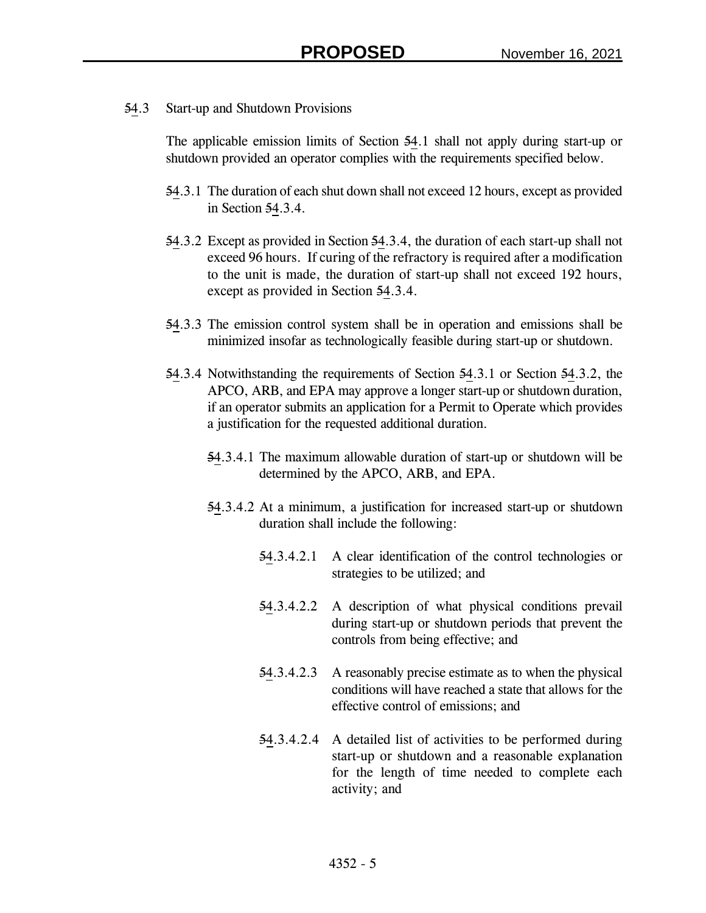~~5~~4.3 Start-up and Shutdown Provisions

The applicable emission limits of Section ~~5~~4.1 shall not apply during start-up or shutdown provided an operator complies with the requirements specified below.

~~5~~4.3.1 The duration of each shut down shall not exceed 12 hours, except as provided in Section ~~5~~4.3.4.

~~5~~4.3.2 Except as provided in Section ~~5~~4.3.4, the duration of each start-up shall not exceed 96 hours. If curing of the refractory is required after a modification to the unit is made, the duration of start-up shall not exceed 192 hours, except as provided in Section ~~5~~4.3.4.

~~5~~4.3.3 The emission control system shall be in operation and emissions shall be minimized insofar as technologically feasible during start-up or shutdown.

~~5~~4.3.4 Notwithstanding the requirements of Section ~~5~~4.3.1 or Section ~~5~~4.3.2, the APCO, ARB, and EPA may approve a longer start-up or shutdown duration, if an operator submits an application for a Permit to Operate which provides a justification for the requested additional duration.

~~5~~4.3.4.1 The maximum allowable duration of start-up or shutdown will be determined by the APCO, ARB, and EPA.

~~5~~4.3.4.2 At a minimum, a justification for increased start-up or shutdown duration shall include the following:

~~5~~4.3.4.2.1 A clear identification of the control technologies or strategies to be utilized; and

~~5~~4.3.4.2.2 A description of what physical conditions prevail during start-up or shutdown periods that prevent the controls from being effective; and

~~5~~4.3.4.2.3 A reasonably precise estimate as to when the physical conditions will have reached a state that allows for the effective control of emissions; and

~~5~~4.3.4.2.4 A detailed list of activities to be performed during start-up or shutdown and a reasonable explanation for the length of time needed to complete each activity; and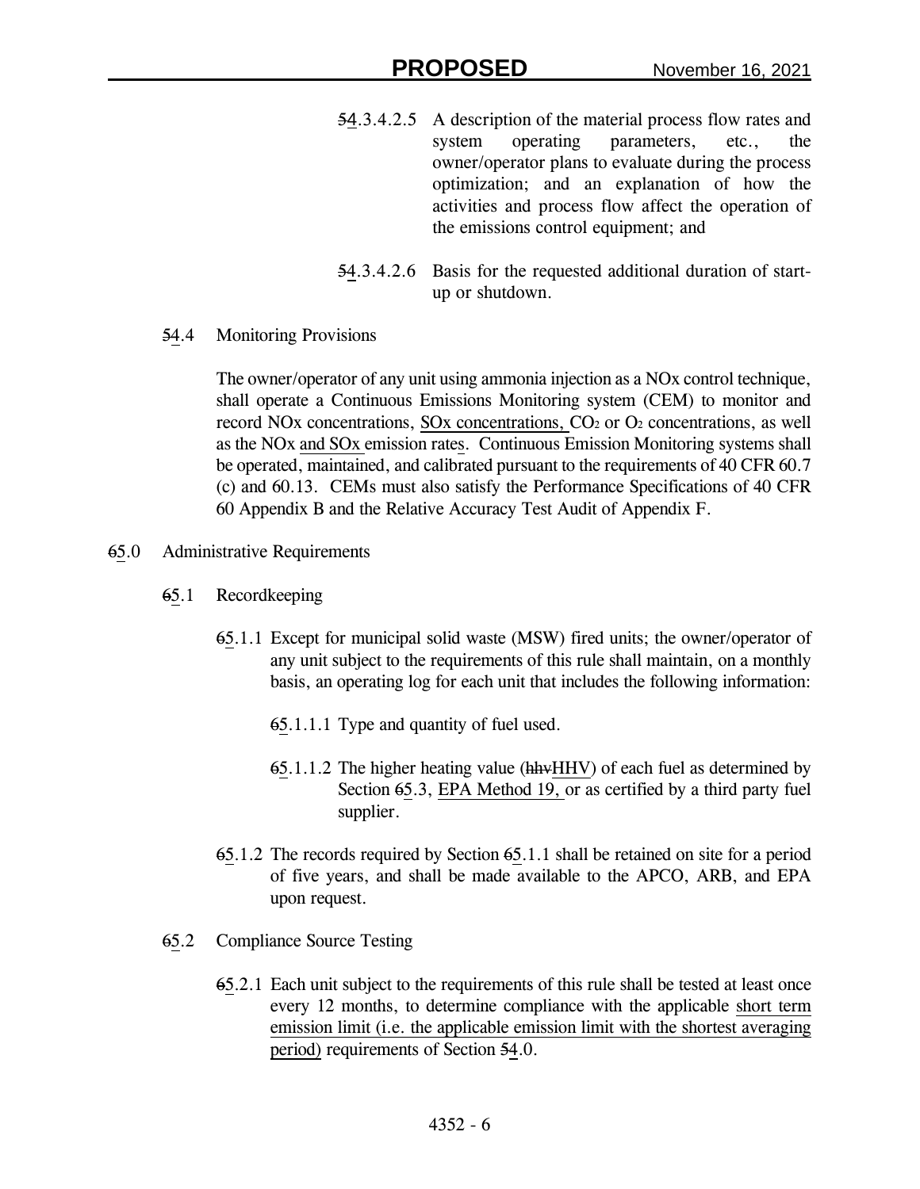54.3.4.2.5 A description of the material process flow rates and system operating parameters, etc., the owner/operator plans to evaluate during the process optimization; and an explanation of how the activities and process flow affect the operation of the emissions control equipment; and

54.3.4.2.6 Basis for the requested additional duration of start-up or shutdown.

54.4 Monitoring Provisions

The owner/operator of any unit using ammonia injection as a NOx control technique, shall operate a Continuous Emissions Monitoring system (CEM) to monitor and record NOx concentrations, SOx concentrations, $CO_2$ or $O_2$ concentrations, as well as the NOx and SOx emission rates. Continuous Emission Monitoring systems shall be operated, maintained, and calibrated pursuant to the requirements of 40 CFR 60.7 (c) and 60.13. CEMs must also satisfy the Performance Specifications of 40 CFR 60 Appendix B and the Relative Accuracy Test Audit of Appendix F.

65.0 Administrative Requirements

65.1 Recordkeeping

65.1.1 Except for municipal solid waste (MSW) fired units; the owner/operator of any unit subject to the requirements of this rule shall maintain, on a monthly basis, an operating log for each unit that includes the following information:

65.1.1.1 Type and quantity of fuel used.

65.1.1.2 The higher heating value (hhvHHV) of each fuel as determined by Section 65.3, EPA Method 19, or as certified by a third party fuel supplier.

65.1.2 The records required by Section 65.1.1 shall be retained on site for a period of five years, and shall be made available to the APCO, ARB, and EPA upon request.

65.2 Compliance Source Testing

65.2.1 Each unit subject to the requirements of this rule shall be tested at least once every 12 months, to determine compliance with the applicable short term emission limit (i.e. the applicable emission limit with the shortest averaging period) requirements of Section 54.0.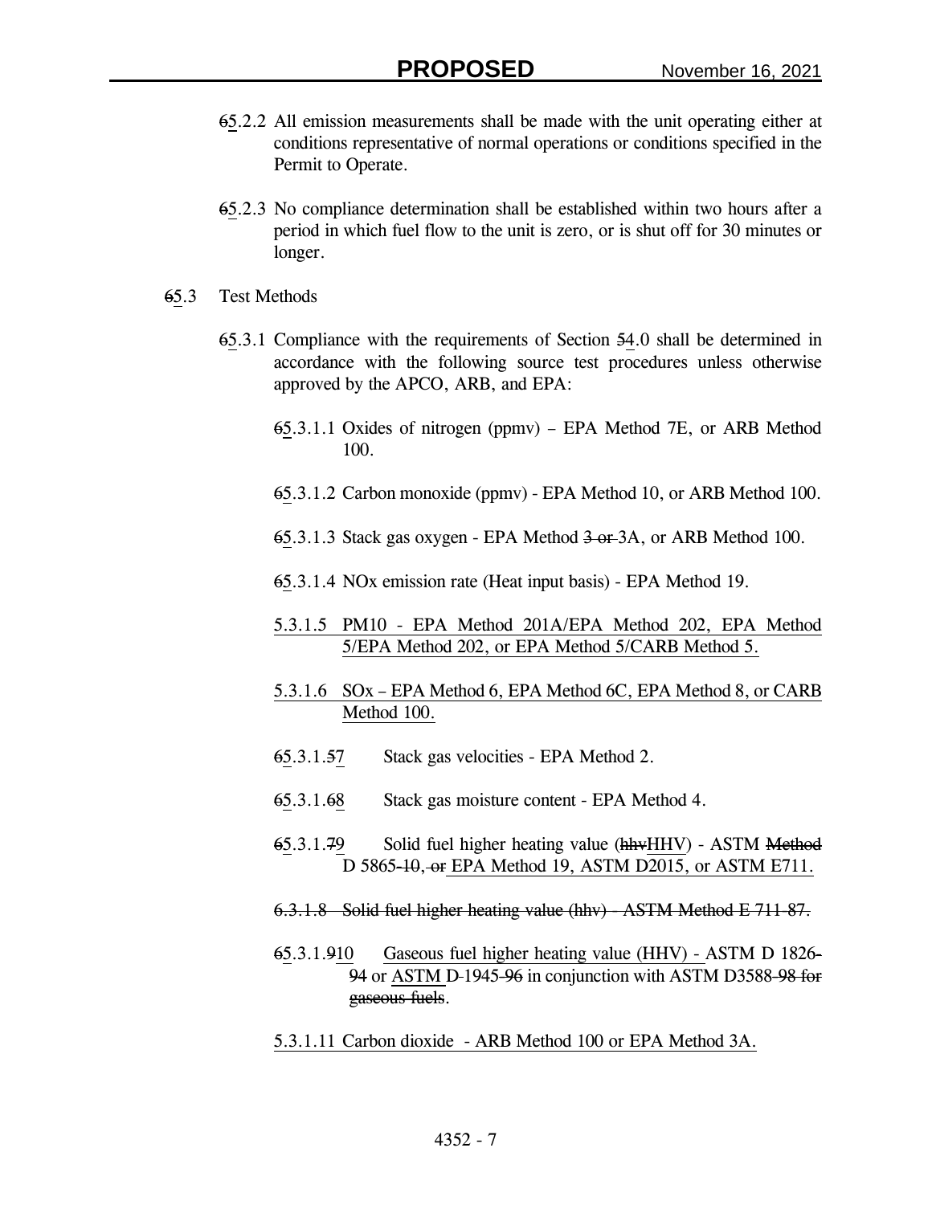65.2.2 All emission measurements shall be made with the unit operating either at conditions representative of normal operations or conditions specified in the Permit to Operate.

65.2.3 No compliance determination shall be established within two hours after a period in which fuel flow to the unit is zero, or is shut off for 30 minutes or longer.

65.3 Test Methods

65.3.1 Compliance with the requirements of Section 54.0 shall be determined in accordance with the following source test procedures unless otherwise approved by the APCO, ARB, and EPA:

65.3.1.1 Oxides of nitrogen (ppmv) – EPA Method 7E, or ARB Method 100.

65.3.1.2 Carbon monoxide (ppmv) - EPA Method 10, or ARB Method 100.

65.3.1.3 Stack gas oxygen - EPA Method 3 or 3A, or ARB Method 100.

65.3.1.4 NOx emission rate (Heat input basis) - EPA Method 19.

5.3.1.5 PM10 - EPA Method 201A/EPA Method 202, EPA Method 5/EPA Method 202, or EPA Method 5/CARB Method 5.

5.3.1.6 SOx – EPA Method 6, EPA Method 6C, EPA Method 8, or CARB Method 100.

65.3.1.57 Stack gas velocities - EPA Method 2.

65.3.1.68 Stack gas moisture content - EPA Method 4.

65.3.1.79 Solid fuel higher heating value (hhvHHV) - ASTM Method D 5865-10, or EPA Method 19, ASTM D2015, or ASTM E711.

~~6.3.1.8 Solid fuel higher heating value (hhv) - ASTM Method E 711-87.~~

65.3.1.910 Gaseous fuel higher heating value (HHV) - ASTM D 1826-94 or ASTM D-1945-96 in conjunction with ASTM D3588-98 for gaseous fuels.

5.3.1.11 Carbon dioxide - ARB Method 100 or EPA Method 3A.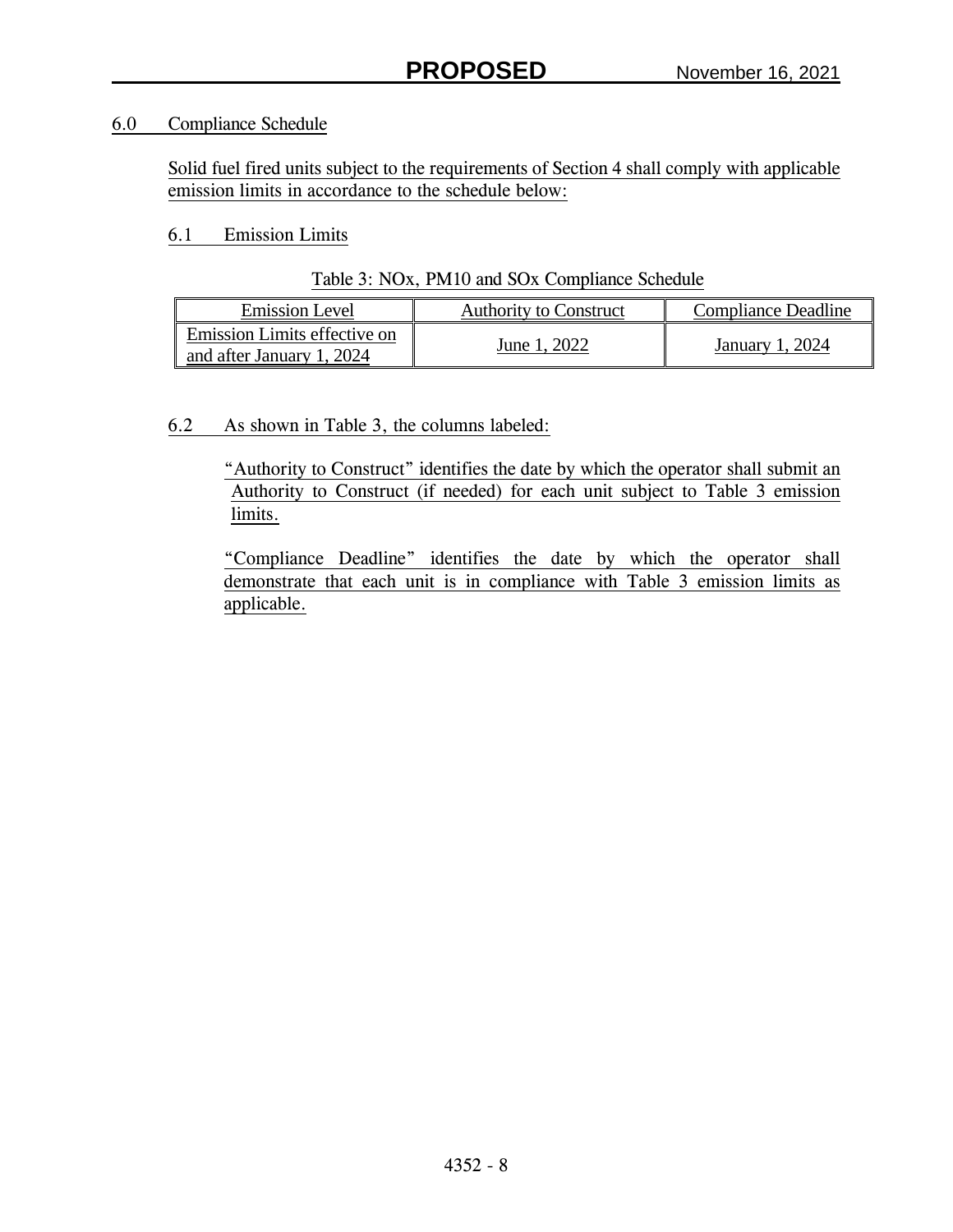## 6.0 Compliance Schedule

Solid fuel fired units subject to the requirements of Section 4 shall comply with applicable emission limits in accordance to the schedule below:

### 6.1 Emission Limits

Table 3: NOx, PM10 and SOx Compliance Schedule

| Emission Level | Authority to Construct | Compliance Deadline |
|---|---|---|
| Emission Limits effective on and after January 1, 2024 | June 1, 2022 | January 1, 2024 |

### 6.2 As shown in Table 3, the columns labeled:

"Authority to Construct" identifies the date by which the operator shall submit an Authority to Construct (if needed) for each unit subject to Table 3 emission limits.

"Compliance Deadline" identifies the date by which the operator shall demonstrate that each unit is in compliance with Table 3 emission limits as applicable.